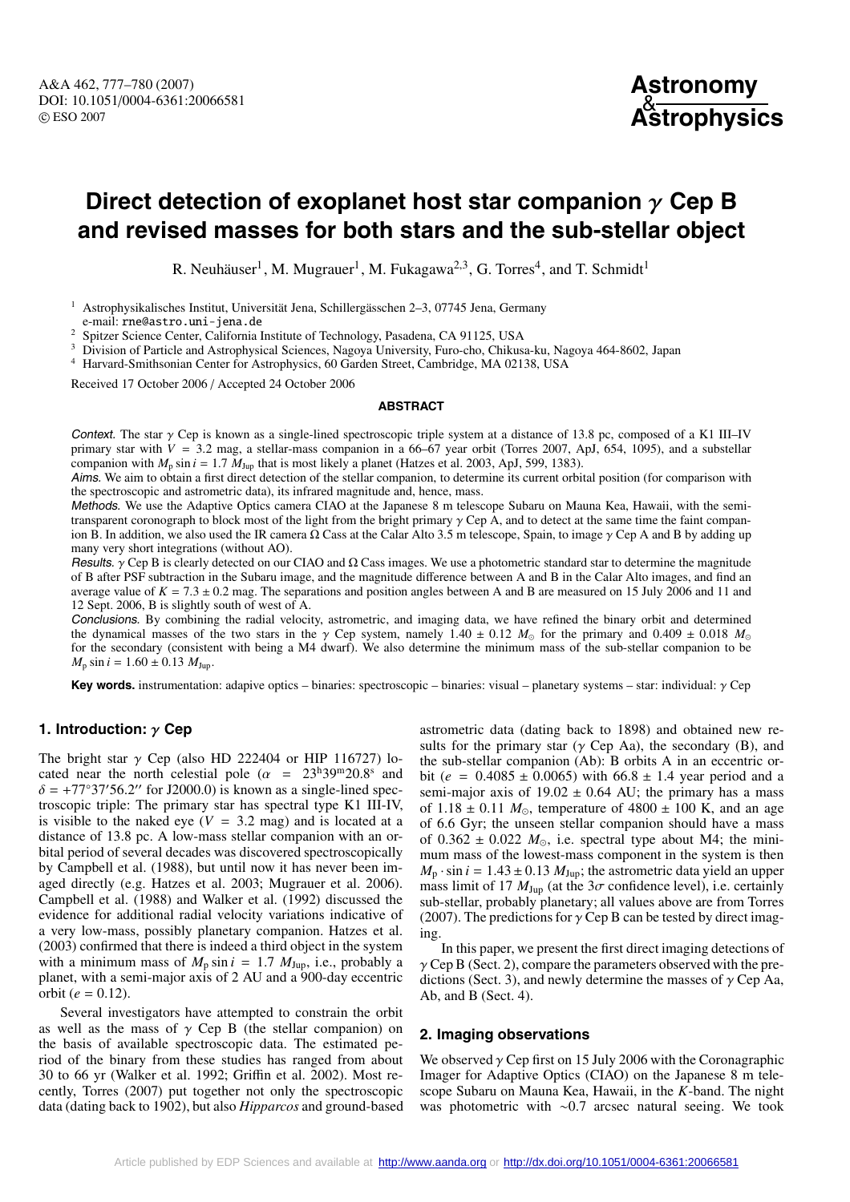# Direct detection of exoplanet host star companion $\gamma$ Cep B and revised masses for both stars and the sub-stellar object

R. Neuhäuser[1], M. Mugrauer[1], M. Fukagawa[2,3], G. Torres[4], and T. Schmidt[1]

[1] Astrophysikalisches Institut, Universität Jena, Schillergässchen 2–3, 07745 Jena, Germany
e-mail: rne@astro.uni-jena.de

[2] Spitzer Science Center, California Institute of Technology, Pasadena, CA 91125, USA

[3] Division of Particle and Astrophysical Sciences, Nagoya University, Furo-cho, Chikusa-ku, Nagoya 464-8602, Japan

[4] Harvard-Smithsonian Center for Astrophysics, 60 Garden Street, Cambridge, MA 02138, USA

Received 17 October 2006 / Accepted 24 October 2006

## ABSTRACT

*Context.* The star $\gamma$ Cep is known as a single-lined spectroscopic triple system at a distance of 13.8 pc, composed of a K1 III–IV primary star with $V = 3.2$ mag, a stellar-mass companion in a 66–67 year orbit (Torres 2007, ApJ, 654, 1095), and a substellar companion with $M_\mathrm{p} \sin i = 1.7\ M_\mathrm{Jup}$ that is most likely a planet (Hatzes et al. 2003, ApJ, 599, 1383).

*Aims.* We aim to obtain a first direct detection of the stellar companion, to determine its current orbital position (for comparison with the spectroscopic and astrometric data), its infrared magnitude and, hence, mass.

*Methods.* We use the Adaptive Optics camera CIAO at the Japanese 8 m telescope Subaru on Mauna Kea, Hawaii, with the semi-transparent coronograph to block most of the light from the bright primary $\gamma$ Cep A, and to detect at the same time the faint companion B. In addition, we also used the IR camera $\Omega$ Cass at the Calar Alto 3.5 m telescope, Spain, to image $\gamma$ Cep A and B by adding up many very short integrations (without AO).

*Results.* $\gamma$ Cep B is clearly detected on our CIAO and $\Omega$ Cass images. We use a photometric standard star to determine the magnitude of B after PSF subtraction in the Subaru image, and the magnitude difference between A and B in the Calar Alto images, and find an average value of $K = 7.3 \pm 0.2$ mag. The separations and position angles between A and B are measured on 15 July 2006 and 11 and 12 Sept. 2006, B is slightly south of west of A.

*Conclusions.* By combining the radial velocity, astrometric, and imaging data, we have refined the binary orbit and determined the dynamical masses of the two stars in the $\gamma$ Cep system, namely $1.40 \pm 0.12\ M_\odot$ for the primary and $0.409 \pm 0.018\ M_\odot$ for the secondary (consistent with being a M4 dwarf). We also determine the minimum mass of the sub-stellar companion to be $M_\mathrm{p} \sin i = 1.60 \pm 0.13\ M_\mathrm{Jup}$.

**Key words.** instrumentation: adapive optics – binaries: spectroscopic – binaries: visual – planetary systems – star: individual: $\gamma$ Cep

## 1. Introduction: $\gamma$ Cep

The bright star $\gamma$ Cep (also HD 222404 or HIP 116727) located near the north celestial pole ($\alpha = 23^\mathrm{h}39^\mathrm{m}20.8^\mathrm{s}$ and $\delta = +77^\circ37'56.2''$ for J2000.0) is known as a single-lined spectroscopic triple: The primary star has spectral type K1 III-IV, is visible to the naked eye ($V = 3.2$ mag) and is located at a distance of 13.8 pc. A low-mass stellar companion with an orbital period of several decades was discovered spectroscopically by Campbell et al. (1988), but until now it has never been imaged directly (e.g. Hatzes et al. 2003; Mugrauer et al. 2006). Campbell et al. (1988) and Walker et al. (1992) discussed the evidence for additional radial velocity variations indicative of a very low-mass, possibly planetary companion. Hatzes et al. (2003) confirmed that there is indeed a third object in the system with a minimum mass of $M_\mathrm{p} \sin i = 1.7\ M_\mathrm{Jup}$, i.e., probably a planet, with a semi-major axis of 2 AU and a 900-day eccentric orbit ($e = 0.12$).

Several investigators have attempted to constrain the orbit as well as the mass of $\gamma$ Cep B (the stellar companion) on the basis of available spectroscopic data. The estimated period of the binary from these studies has ranged from about 30 to 66 yr (Walker et al. 1992; Griffin et al. 2002). Most recently, Torres (2007) put together not only the spectroscopic data (dating back to 1902), but also *Hipparcos* and ground-based astrometric data (dating back to 1898) and obtained new results for the primary star ($\gamma$ Cep Aa), the secondary (B), and the sub-stellar companion (Ab): B orbits A in an eccentric orbit ($e = 0.4085 \pm 0.0065$) with $66.8 \pm 1.4$ year period and a semi-major axis of $19.02 \pm 0.64$ AU; the primary has a mass of $1.18 \pm 0.11\ M_\odot$, temperature of $4800 \pm 100$ K, and an age of 6.6 Gyr; the unseen stellar companion should have a mass of $0.362 \pm 0.022\ M_\odot$, i.e. spectral type about M4; the minimum mass of the lowest-mass component in the system is then $M_\mathrm{p} \cdot \sin i = 1.43 \pm 0.13\ M_\mathrm{Jup}$; the astrometric data yield an upper mass limit of 17 $M_\mathrm{Jup}$ (at the $3\sigma$ confidence level), i.e. certainly sub-stellar, probably planetary; all values above are from Torres (2007). The predictions for $\gamma$ Cep B can be tested by direct imaging.

In this paper, we present the first direct imaging detections of $\gamma$ Cep B (Sect. 2), compare the parameters observed with the predictions (Sect. 3), and newly determine the masses of $\gamma$ Cep Aa, Ab, and B (Sect. 4).

## 2. Imaging observations

We observed $\gamma$ Cep first on 15 July 2006 with the Coronagraphic Imager for Adaptive Optics (CIAO) on the Japanese 8 m telescope Subaru on Mauna Kea, Hawaii, in the $K$-band. The night was photometric with ~0.7 arcsec natural seeing. We took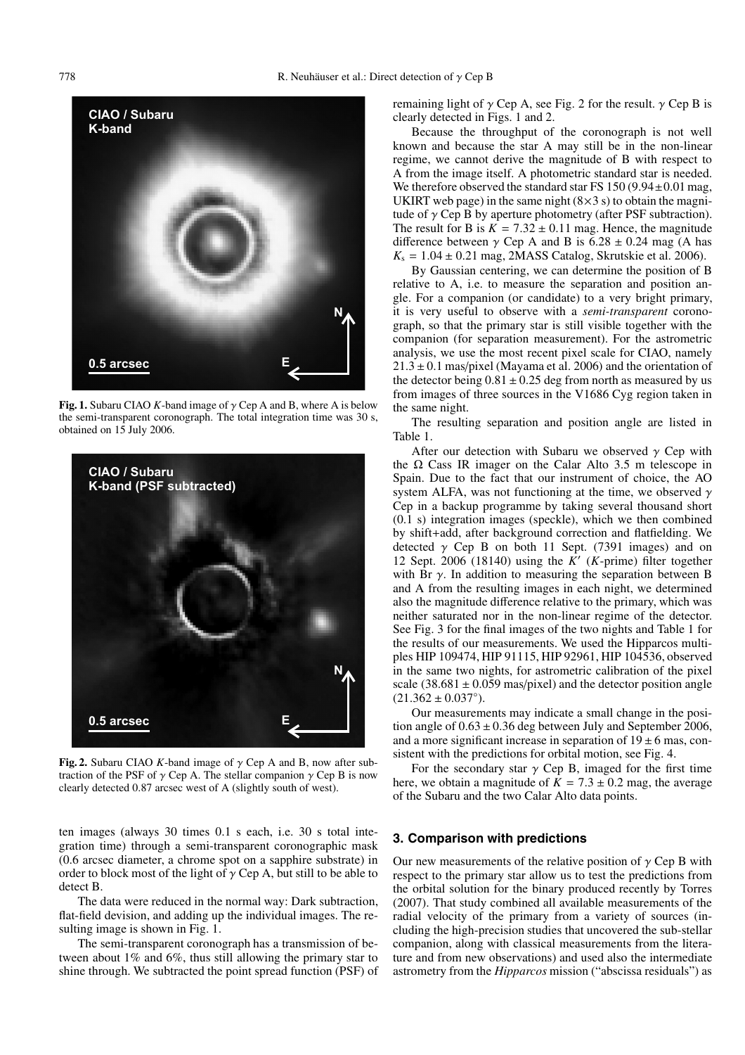CIAO / Subaru
K-band

0.5 arcsec

N

E

**Fig. 1.** Subaru CIAO *K*-band image of γ Cep A and B, where A is below the semi-transparent coronograph. The total integration time was 30 s, obtained on 15 July 2006.

CIAO / Subaru
K-band (PSF subtracted)

0.5 arcsec

N

E

**Fig. 2.** Subaru CIAO *K*-band image of γ Cep A and B, now after subtraction of the PSF of γ Cep A. The stellar companion γ Cep B is now clearly detected 0.87 arcsec west of A (slightly south of west).

ten images (always 30 times 0.1 s each, i.e. 30 s total integration time) through a semi-transparent coronographic mask (0.6 arcsec diameter, a chrome spot on a sapphire substrate) in order to block most of the light of γ Cep A, but still to be able to detect B.

The data were reduced in the normal way: Dark subtraction, flat-field devision, and adding up the individual images. The resulting image is shown in Fig. 1.

The semi-transparent coronograph has a transmission of between about 1% and 6%, thus still allowing the primary star to shine through. We subtracted the point spread function (PSF) of remaining light of γ Cep A, see Fig. 2 for the result. γ Cep B is clearly detected in Figs. 1 and 2.

Because the throughput of the coronograph is not well known and because the star A may still be in the non-linear regime, we cannot derive the magnitude of B with respect to A from the image itself. A photometric standard star is needed. We therefore observed the standard star FS 150 ($9.94 \pm 0.01$ mag, UKIRT web page) in the same night ($8 \times 3$ s) to obtain the magnitude of γ Cep B by aperture photometry (after PSF subtraction). The result for B is $K = 7.32 \pm 0.11$ mag. Hence, the magnitude difference between γ Cep A and B is $6.28 \pm 0.24$ mag (A has $K_s = 1.04 \pm 0.21$ mag, 2MASS Catalog, Skrutskie et al. 2006).

By Gaussian centering, we can determine the position of B relative to A, i.e. to measure the separation and position angle. For a companion (or candidate) to a very bright primary, it is very useful to observe with a *semi-transparent* coronograph, so that the primary star is still visible together with the companion (for separation measurement). For the astrometric analysis, we use the most recent pixel scale for CIAO, namely $21.3 \pm 0.1$ mas/pixel (Mayama et al. 2006) and the orientation of the detector being $0.81 \pm 0.25$ deg from north as measured by us from images of three sources in the V1686 Cyg region taken in the same night.

The resulting separation and position angle are listed in Table 1.

After our detection with Subaru we observed γ Cep with the Ω Cass IR imager on the Calar Alto 3.5 m telescope in Spain. Due to the fact that our instrument of choice, the AO system ALFA, was not functioning at the time, we observed γ Cep in a backup programme by taking several thousand short (0.1 s) integration images (speckle), which we then combined by shift+add, after background correction and flatfielding. We detected γ Cep B on both 11 Sept. (7391 images) and on 12 Sept. 2006 (18140) using the $K'$ (*K*-prime) filter together with Br γ. In addition to measuring the separation between B and A from the resulting images in each night, we determined also the magnitude difference relative to the primary, which was neither saturated nor in the non-linear regime of the detector. See Fig. 3 for the final images of the two nights and Table 1 for the results of our measurements. We used the Hipparcos multiples HIP 109474, HIP 91115, HIP 92961, HIP 104536, observed in the same two nights, for astrometric calibration of the pixel scale ($38.681 \pm 0.059$ mas/pixel) and the detector position angle ($21.362 \pm 0.037°$).

Our measurements may indicate a small change in the position angle of $0.63 \pm 0.36$ deg between July and September 2006, and a more significant increase in separation of $19 \pm 6$ mas, consistent with the predictions for orbital motion, see Fig. 4.

For the secondary star γ Cep B, imaged for the first time here, we obtain a magnitude of $K = 7.3 \pm 0.2$ mag, the average of the Subaru and the two Calar Alto data points.

## 3. Comparison with predictions

Our new measurements of the relative position of γ Cep B with respect to the primary star allow us to test the predictions from the orbital solution for the binary produced recently by Torres (2007). That study combined all available measurements of the radial velocity of the primary from a variety of sources (including the high-precision studies that uncovered the sub-stellar companion, along with classical measurements from the literature and from new observations) and used also the intermediate astrometry from the *Hipparcos* mission ("abscissa residuals") as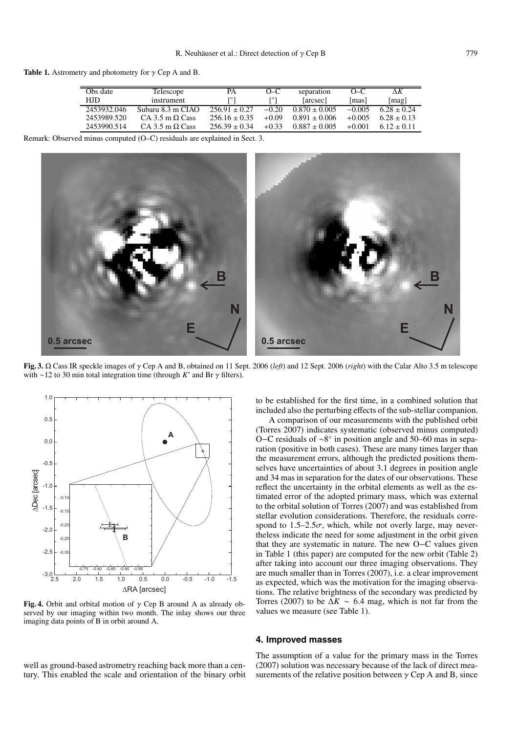**Table 1.** Astrometry and photometry for $\gamma$ Cep A and B.

| Obs date HJD | Telescope instrument | PA [°] | O–C [°] | separation [arcsec] | O–C [mas] | $\Delta K$ [mag] |
|---|---|---|---|---|---|---|
| 2453932.046 | Subaru 8.3 m CIAO | $256.91 \pm 0.27$ | $-0.20$ | $0.870 \pm 0.005$ | $-0.005$ | $6.28 \pm 0.24$ |
| 2453989.520 | CA 3.5 m Ω Cass | $256.16 \pm 0.35$ | $+0.09$ | $0.891 \pm 0.006$ | $+0.005$ | $6.28 \pm 0.13$ |
| 2453990.514 | CA 3.5 m Ω Cass | $256.39 \pm 0.34$ | $+0.33$ | $0.887 \pm 0.005$ | $+0.001$ | $6.12 \pm 0.11$ |

Remark: Observed minus computed (O–C) residuals are explained in Sect. 3.

B
N
E
0.5 arcsec

B
N
E
0.5 arcsec

**Fig. 3.** Ω Cass IR speckle images of $\gamma$ Cep A and B, obtained on 11 Sept. 2006 (*left*) and 12 Sept. 2006 (*right*) with the Calar Alto 3.5 m telescope with ∼12 to 30 min total integration time (through $K'$ and Br $\gamma$ filters).

ΔDec [arcsec]
ΔRA [arcsec]
A
B
1.0
0.5
0.0
-0.5
-1.0
-1.5
-2.0
-2.5
-3.0
2.5
2.0
1.5
1.0
0.5
0.0
-0.5
-1.0
-1.5
-0.10
-0.15
-0.20
-0.25
-0.30
-0.75
-0.80
-0.85
-0.90
-0.95

**Fig. 4.** Orbit and orbital motion of $\gamma$ Cep B around A as already observed by our imaging within two month. The inlay shows our three imaging data points of B in orbit around A.

well as ground-based astrometry reaching back more than a century. This enabled the scale and orientation of the binary orbit to be established for the first time, in a combined solution that included also the perturbing effects of the sub-stellar companion.

A comparison of our measurements with the published orbit (Torres 2007) indicates systematic (observed minus computed) O−C residuals of ∼8° in position angle and 50–60 mas in separation (positive in both cases). These are many times larger than the measurement errors, although the predicted positions themselves have uncertainties of about 3.1 degrees in position angle and 34 mas in separation for the dates of our observations. These reflect the uncertainty in the orbital elements as well as the estimated error of the adopted primary mass, which was external to the orbital solution of Torres (2007) and was established from stellar evolution considerations. Therefore, the residuals correspond to 1.5–2.5$\sigma$, which, while not overly large, may nevertheless indicate the need for some adjustment in the orbit given that they are systematic in nature. The new O−C values given in Table 1 (this paper) are computed for the new orbit (Table 2) after taking into account our three imaging observations. They are much smaller than in Torres (2007), i.e. a clear improvement as expected, which was the motivation for the imaging observations. The relative brightness of the secondary was predicted by Torres (2007) to be $\Delta K \sim 6.4$ mag, which is not far from the values we measure (see Table 1).

## 4. Improved masses

The assumption of a value for the primary mass in the Torres (2007) solution was necessary because of the lack of direct measurements of the relative position between $\gamma$ Cep A and B, since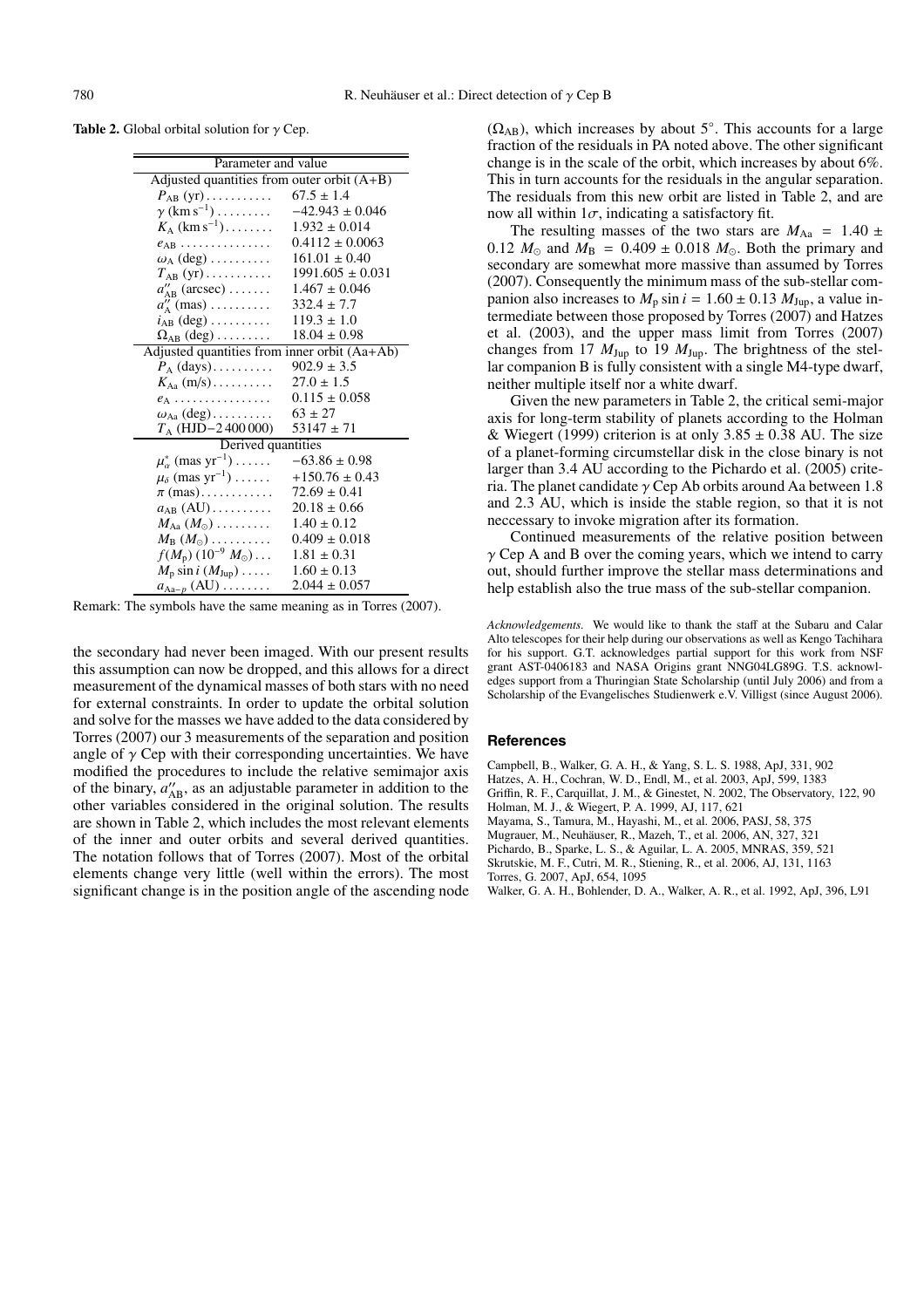**Table 2.** Global orbital solution for $\gamma$ Cep.

| Parameter and value | |
|---|---|
| Adjusted quantities from outer orbit (A+B) | |
| $P_{AB}$ (yr) | $67.5 \pm 1.4$ |
| $\gamma$ (km s$^{-1}$) | $-42.943 \pm 0.046$ |
| $K_A$ (km s$^{-1}$) | $1.932 \pm 0.014$ |
| $e_{AB}$ | $0.4112 \pm 0.0063$ |
| $\omega_A$ (deg) | $161.01 \pm 0.40$ |
| $T_{AB}$ (yr) | $1991.605 \pm 0.031$ |
| $a''_{AB}$ (arcsec) | $1.467 \pm 0.046$ |
| $a''_A$ (mas) | $332.4 \pm 7.7$ |
| $i_{AB}$ (deg) | $119.3 \pm 1.0$ |
| $\Omega_{AB}$ (deg) | $18.04 \pm 0.98$ |
| Adjusted quantities from inner orbit (Aa+Ab) | |
| $P_A$ (days) | $902.9 \pm 3.5$ |
| $K_{Aa}$ (m/s) | $27.0 \pm 1.5$ |
| $e_A$ | $0.115 \pm 0.058$ |
| $\omega_{Aa}$ (deg) | $63 \pm 27$ |
| $T_A$ (HJD−2 400 000) | $53147 \pm 71$ |
| Derived quantities | |
| $\mu^*_\alpha$ (mas yr$^{-1}$) | $-63.86 \pm 0.98$ |
| $\mu_\delta$ (mas yr$^{-1}$) | $+150.76 \pm 0.43$ |
| $\pi$ (mas) | $72.69 \pm 0.41$ |
| $a_{AB}$ (AU) | $20.18 \pm 0.66$ |
| $M_{Aa}$ ($M_\odot$) | $1.40 \pm 0.12$ |
| $M_B$ ($M_\odot$) | $0.409 \pm 0.018$ |
| $f(M_p)$ ($10^{-9}$ $M_\odot$) | $1.81 \pm 0.31$ |
| $M_p \sin i$ ($M_{Jup}$) | $1.60 \pm 0.13$ |
| $a_{Aa-p}$ (AU) | $2.044 \pm 0.057$ |

Remark: The symbols have the same meaning as in Torres (2007).

the secondary had never been imaged. With our present results this assumption can now be dropped, and this allows for a direct measurement of the dynamical masses of both stars with no need for external constraints. In order to update the orbital solution and solve for the masses we have added to the data considered by Torres (2007) our 3 measurements of the separation and position angle of $\gamma$ Cep with their corresponding uncertainties. We have modified the procedures to include the relative semimajor axis of the binary, $a''_{AB}$, as an adjustable parameter in addition to the other variables considered in the original solution. The results are shown in Table 2, which includes the most relevant elements of the inner and outer orbits and several derived quantities. The notation follows that of Torres (2007). Most of the orbital elements change very little (well within the errors). The most significant change is in the position angle of the ascending node ($\Omega_{AB}$), which increases by about 5°. This accounts for a large fraction of the residuals in PA noted above. The other significant change is in the scale of the orbit, which increases by about 6%. This in turn accounts for the residuals in the angular separation. The residuals from this new orbit are listed in Table 2, and are now all within $1\sigma$, indicating a satisfactory fit.

The resulting masses of the two stars are $M_{Aa} = 1.40 \pm 0.12$ $M_\odot$ and $M_B = 0.409 \pm 0.018$ $M_\odot$. Both the primary and secondary are somewhat more massive than assumed by Torres (2007). Consequently the minimum mass of the sub-stellar companion also increases to $M_p \sin i = 1.60 \pm 0.13$ $M_{Jup}$, a value intermediate between those proposed by Torres (2007) and Hatzes et al. (2003), and the upper mass limit from Torres (2007) changes from 17 $M_{Jup}$ to 19 $M_{Jup}$. The brightness of the stellar companion B is fully consistent with a single M4-type dwarf, neither multiple itself nor a white dwarf.

Given the new parameters in Table 2, the critical semi-major axis for long-term stability of planets according to the Holman & Wiegert (1999) criterion is at only $3.85 \pm 0.38$ AU. The size of a planet-forming circumstellar disk in the close binary is not larger than 3.4 AU according to the Pichardo et al. (2005) criteria. The planet candidate $\gamma$ Cep Ab orbits around Aa between 1.8 and 2.3 AU, which is inside the stable region, so that it is not neccessary to invoke migration after its formation.

Continued measurements of the relative position between $\gamma$ Cep A and B over the coming years, which we intend to carry out, should further improve the stellar mass determinations and help establish also the true mass of the sub-stellar companion.

*Acknowledgements.* We would like to thank the staff at the Subaru and Calar Alto telescopes for their help during our observations as well as Kengo Tachihara for his support. G.T. acknowledges partial support for this work from NSF grant AST-0406183 and NASA Origins grant NNG04LG89G. T.S. acknowledges support from a Thuringian State Scholarship (until July 2006) and from a Scholarship of the Evangelisches Studienwerk e.V. Villigst (since August 2006).

## References

Campbell, B., Walker, G. A. H., & Yang, S. L. S. 1988, ApJ, 331, 902
Hatzes, A. H., Cochran, W. D., Endl, M., et al. 2003, ApJ, 599, 1383
Griffin, R. F., Carquillat, J. M., & Ginestet, N. 2002, The Observatory, 122, 90
Holman, M. J., & Wiegert, P. A. 1999, AJ, 117, 621
Mayama, S., Tamura, M., Hayashi, M., et al. 2006, PASJ, 58, 375
Mugrauer, M., Neuhäuser, R., Mazeh, T., et al. 2006, AN, 327, 321
Pichardo, B., Sparke, L. S., & Aguilar, L. A. 2005, MNRAS, 359, 521
Skrutskie, M. F., Cutri, M. R., Stiening, R., et al. 2006, AJ, 131, 1163
Torres, G. 2007, ApJ, 654, 1095
Walker, G. A. H., Bohlender, D. A., Walker, A. R., et al. 1992, ApJ, 396, L91